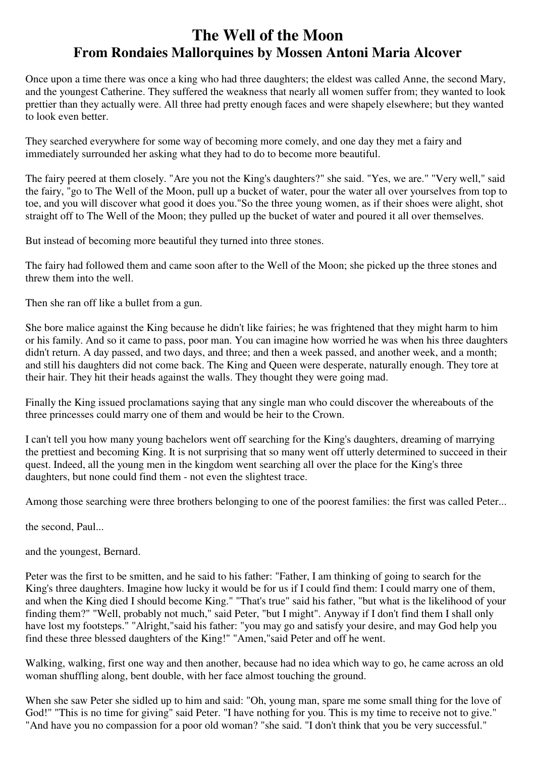# The Well of the Moon
## From Rondaies Mallorquines by Mossen Antoni Maria Alcover

Once upon a time there was once a king who had three daughters; the eldest was called Anne, the second Mary, and the youngest Catherine. They suffered the weakness that nearly all women suffer from; they wanted to look prettier than they actually were. All three had pretty enough faces and were shapely elsewhere; but they wanted to look even better.

They searched everywhere for some way of becoming more comely, and one day they met a fairy and immediately surrounded her asking what they had to do to become more beautiful.

The fairy peered at them closely. "Are you not the King's daughters?" she said. "Yes, we are." "Very well," said the fairy, "go to The Well of the Moon, pull up a bucket of water, pour the water all over yourselves from top to toe, and you will discover what good it does you."So the three young women, as if their shoes were alight, shot straight off to The Well of the Moon; they pulled up the bucket of water and poured it all over themselves.

But instead of becoming more beautiful they turned into three stones.

The fairy had followed them and came soon after to the Well of the Moon; she picked up the three stones and threw them into the well.

Then she ran off like a bullet from a gun.

She bore malice against the King because he didn't like fairies; he was frightened that they might harm to him or his family. And so it came to pass, poor man. You can imagine how worried he was when his three daughters didn't return. A day passed, and two days, and three; and then a week passed, and another week, and a month; and still his daughters did not come back. The King and Queen were desperate, naturally enough. They tore at their hair. They hit their heads against the walls. They thought they were going mad.

Finally the King issued proclamations saying that any single man who could discover the whereabouts of the three princesses could marry one of them and would be heir to the Crown.

I can't tell you how many young bachelors went off searching for the King's daughters, dreaming of marrying the prettiest and becoming King. It is not surprising that so many went off utterly determined to succeed in their quest. Indeed, all the young men in the kingdom went searching all over the place for the King's three daughters, but none could find them - not even the slightest trace.

Among those searching were three brothers belonging to one of the poorest families: the first was called Peter...

the second, Paul...

and the youngest, Bernard.

Peter was the first to be smitten, and he said to his father: "Father, I am thinking of going to search for the King's three daughters. Imagine how lucky it would be for us if I could find them: I could marry one of them, and when the King died I should become King." "That's true" said his father, "but what is the likelihood of your finding them?" "Well, probably not much," said Peter, "but I might". Anyway if I don't find them I shall only have lost my footsteps." "Alright,"said his father: "you may go and satisfy your desire, and may God help you find these three blessed daughters of the King!" "Amen,"said Peter and off he went.

Walking, walking, first one way and then another, because had no idea which way to go, he came across an old woman shuffling along, bent double, with her face almost touching the ground.

When she saw Peter she sidled up to him and said: "Oh, young man, spare me some small thing for the love of God!" "This is no time for giving" said Peter. "I have nothing for you. This is my time to receive not to give." "And have you no compassion for a poor old woman? "she said. "I don't think that you be very successful."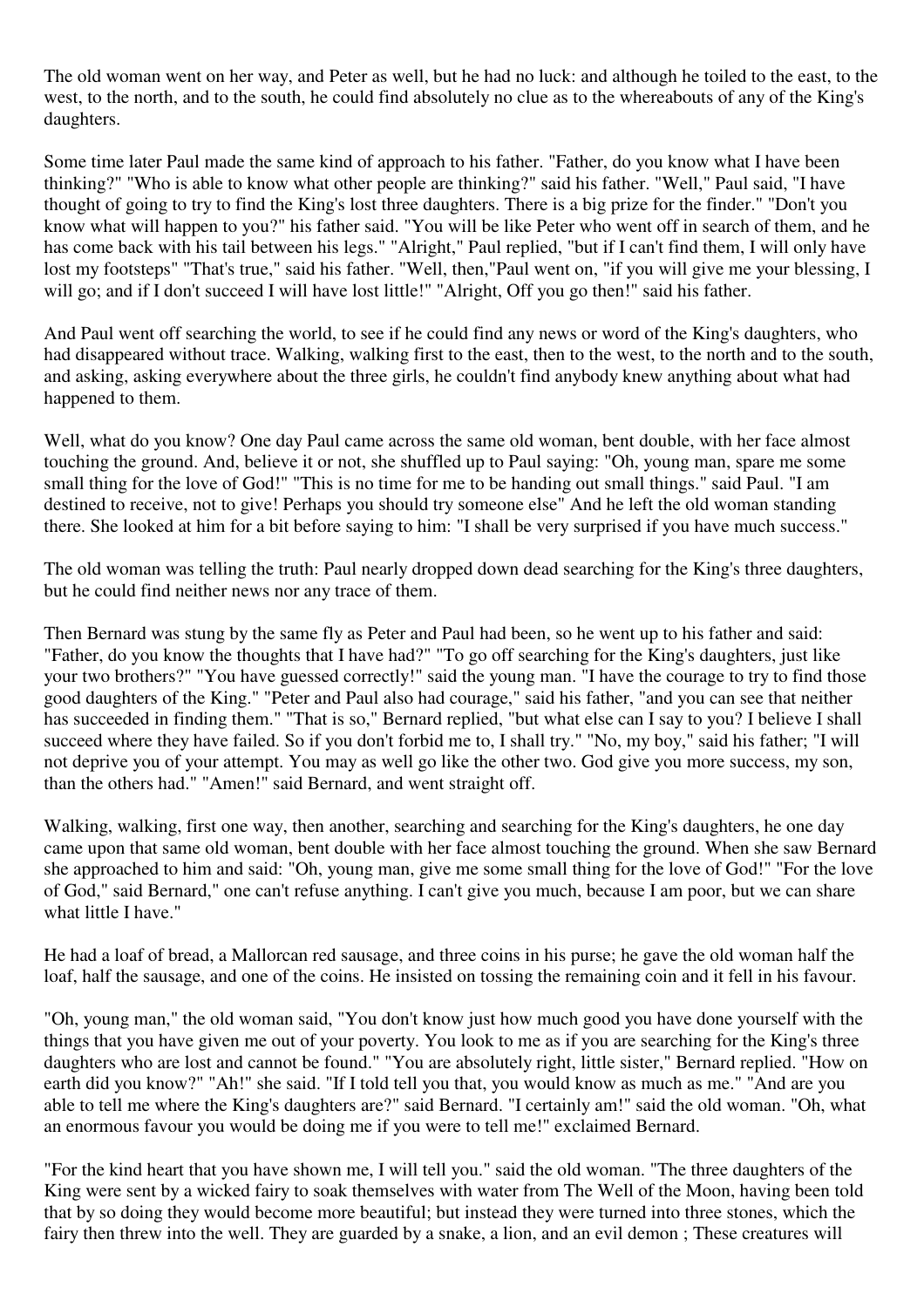The old woman went on her way, and Peter as well, but he had no luck: and although he toiled to the east, to the west, to the north, and to the south, he could find absolutely no clue as to the whereabouts of any of the King's daughters.

Some time later Paul made the same kind of approach to his father. "Father, do you know what I have been thinking?" "Who is able to know what other people are thinking?" said his father. "Well," Paul said, "I have thought of going to try to find the King's lost three daughters. There is a big prize for the finder." "Don't you know what will happen to you?" his father said. "You will be like Peter who went off in search of them, and he has come back with his tail between his legs." "Alright," Paul replied, "but if I can't find them, I will only have lost my footsteps" "That's true," said his father. "Well, then,"Paul went on, "if you will give me your blessing, I will go; and if I don't succeed I will have lost little!" "Alright, Off you go then!" said his father.

And Paul went off searching the world, to see if he could find any news or word of the King's daughters, who had disappeared without trace. Walking, walking first to the east, then to the west, to the north and to the south, and asking, asking everywhere about the three girls, he couldn't find anybody knew anything about what had happened to them.

Well, what do you know? One day Paul came across the same old woman, bent double, with her face almost touching the ground. And, believe it or not, she shuffled up to Paul saying: "Oh, young man, spare me some small thing for the love of God!" "This is no time for me to be handing out small things." said Paul. "I am destined to receive, not to give! Perhaps you should try someone else" And he left the old woman standing there. She looked at him for a bit before saying to him: "I shall be very surprised if you have much success."

The old woman was telling the truth: Paul nearly dropped down dead searching for the King's three daughters, but he could find neither news nor any trace of them.

Then Bernard was stung by the same fly as Peter and Paul had been, so he went up to his father and said: "Father, do you know the thoughts that I have had?" "To go off searching for the King's daughters, just like your two brothers?" "You have guessed correctly!" said the young man. "I have the courage to try to find those good daughters of the King." "Peter and Paul also had courage," said his father, "and you can see that neither has succeeded in finding them." "That is so," Bernard replied, "but what else can I say to you? I believe I shall succeed where they have failed. So if you don't forbid me to, I shall try." "No, my boy," said his father; "I will not deprive you of your attempt. You may as well go like the other two. God give you more success, my son, than the others had." "Amen!" said Bernard, and went straight off.

Walking, walking, first one way, then another, searching and searching for the King's daughters, he one day came upon that same old woman, bent double with her face almost touching the ground. When she saw Bernard she approached to him and said: "Oh, young man, give me some small thing for the love of God!" "For the love of God," said Bernard," one can't refuse anything. I can't give you much, because I am poor, but we can share what little I have."

He had a loaf of bread, a Mallorcan red sausage, and three coins in his purse; he gave the old woman half the loaf, half the sausage, and one of the coins. He insisted on tossing the remaining coin and it fell in his favour.

"Oh, young man," the old woman said, "You don't know just how much good you have done yourself with the things that you have given me out of your poverty. You look to me as if you are searching for the King's three daughters who are lost and cannot be found." "You are absolutely right, little sister," Bernard replied. "How on earth did you know?" "Ah!" she said. "If I told tell you that, you would know as much as me." "And are you able to tell me where the King's daughters are?" said Bernard. "I certainly am!" said the old woman. "Oh, what an enormous favour you would be doing me if you were to tell me!" exclaimed Bernard.

"For the kind heart that you have shown me, I will tell you." said the old woman. "The three daughters of the King were sent by a wicked fairy to soak themselves with water from The Well of the Moon, having been told that by so doing they would become more beautiful; but instead they were turned into three stones, which the fairy then threw into the well. They are guarded by a snake, a lion, and an evil demon ; These creatures will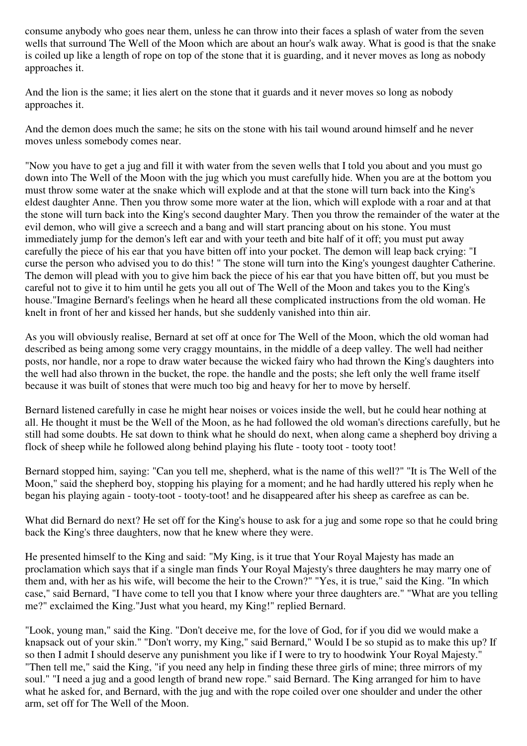consume anybody who goes near them, unless he can throw into their faces a splash of water from the seven wells that surround The Well of the Moon which are about an hour's walk away. What is good is that the snake is coiled up like a length of rope on top of the stone that it is guarding, and it never moves as long as nobody approaches it.

And the lion is the same; it lies alert on the stone that it guards and it never moves so long as nobody approaches it.

And the demon does much the same; he sits on the stone with his tail wound around himself and he never moves unless somebody comes near.

"Now you have to get a jug and fill it with water from the seven wells that I told you about and you must go down into The Well of the Moon with the jug which you must carefully hide. When you are at the bottom you must throw some water at the snake which will explode and at that the stone will turn back into the King's eldest daughter Anne. Then you throw some more water at the lion, which will explode with a roar and at that the stone will turn back into the King's second daughter Mary. Then you throw the remainder of the water at the evil demon, who will give a screech and a bang and will start prancing about on his stone. You must immediately jump for the demon's left ear and with your teeth and bite half of it off; you must put away carefully the piece of his ear that you have bitten off into your pocket. The demon will leap back crying: "I curse the person who advised you to do this! " The stone will turn into the King's youngest daughter Catherine. The demon will plead with you to give him back the piece of his ear that you have bitten off, but you must be careful not to give it to him until he gets you all out of The Well of the Moon and takes you to the King's house."Imagine Bernard's feelings when he heard all these complicated instructions from the old woman. He knelt in front of her and kissed her hands, but she suddenly vanished into thin air.

As you will obviously realise, Bernard at set off at once for The Well of the Moon, which the old woman had described as being among some very craggy mountains, in the middle of a deep valley. The well had neither posts, nor handle, nor a rope to draw water because the wicked fairy who had thrown the King's daughters into the well had also thrown in the bucket, the rope. the handle and the posts; she left only the well frame itself because it was built of stones that were much too big and heavy for her to move by herself.

Bernard listened carefully in case he might hear noises or voices inside the well, but he could hear nothing at all. He thought it must be the Well of the Moon, as he had followed the old woman's directions carefully, but he still had some doubts. He sat down to think what he should do next, when along came a shepherd boy driving a flock of sheep while he followed along behind playing his flute - tooty toot - tooty toot!

Bernard stopped him, saying: "Can you tell me, shepherd, what is the name of this well?" "It is The Well of the Moon," said the shepherd boy, stopping his playing for a moment; and he had hardly uttered his reply when he began his playing again - tooty-toot - tooty-toot! and he disappeared after his sheep as carefree as can be.

What did Bernard do next? He set off for the King's house to ask for a jug and some rope so that he could bring back the King's three daughters, now that he knew where they were.

He presented himself to the King and said: "My King, is it true that Your Royal Majesty has made an proclamation which says that if a single man finds Your Royal Majesty's three daughters he may marry one of them and, with her as his wife, will become the heir to the Crown?" "Yes, it is true," said the King. "In which case," said Bernard, "I have come to tell you that I know where your three daughters are." "What are you telling me?" exclaimed the King."Just what you heard, my King!" replied Bernard.

"Look, young man," said the King. "Don't deceive me, for the love of God, for if you did we would make a knapsack out of your skin." "Don't worry, my King," said Bernard," Would I be so stupid as to make this up? If so then I admit I should deserve any punishment you like if I were to try to hoodwink Your Royal Majesty." "Then tell me," said the King, "if you need any help in finding these three girls of mine; three mirrors of my soul." "I need a jug and a good length of brand new rope." said Bernard. The King arranged for him to have what he asked for, and Bernard, with the jug and with the rope coiled over one shoulder and under the other arm, set off for The Well of the Moon.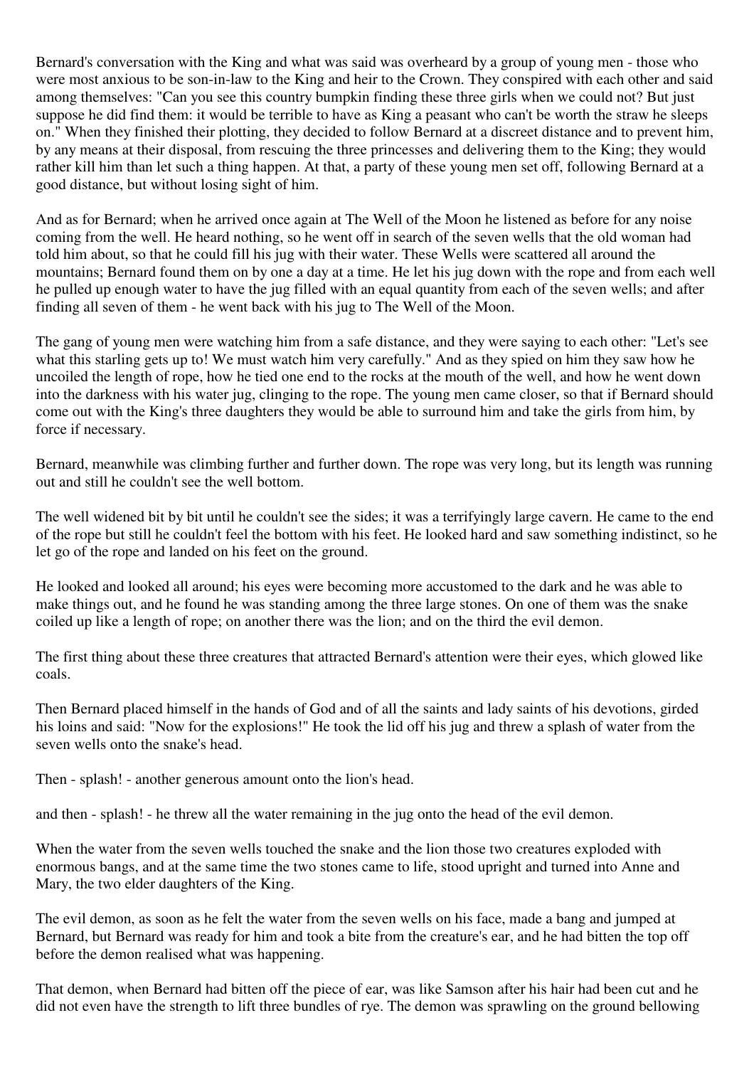Bernard's conversation with the King and what was said was overheard by a group of young men - those who were most anxious to be son-in-law to the King and heir to the Crown. They conspired with each other and said among themselves: "Can you see this country bumpkin finding these three girls when we could not? But just suppose he did find them: it would be terrible to have as King a peasant who can't be worth the straw he sleeps on." When they finished their plotting, they decided to follow Bernard at a discreet distance and to prevent him, by any means at their disposal, from rescuing the three princesses and delivering them to the King; they would rather kill him than let such a thing happen. At that, a party of these young men set off, following Bernard at a good distance, but without losing sight of him.

And as for Bernard; when he arrived once again at The Well of the Moon he listened as before for any noise coming from the well. He heard nothing, so he went off in search of the seven wells that the old woman had told him about, so that he could fill his jug with their water. These Wells were scattered all around the mountains; Bernard found them on by one a day at a time. He let his jug down with the rope and from each well he pulled up enough water to have the jug filled with an equal quantity from each of the seven wells; and after finding all seven of them - he went back with his jug to The Well of the Moon.

The gang of young men were watching him from a safe distance, and they were saying to each other: "Let's see what this starling gets up to! We must watch him very carefully." And as they spied on him they saw how he uncoiled the length of rope, how he tied one end to the rocks at the mouth of the well, and how he went down into the darkness with his water jug, clinging to the rope. The young men came closer, so that if Bernard should come out with the King's three daughters they would be able to surround him and take the girls from him, by force if necessary.

Bernard, meanwhile was climbing further and further down. The rope was very long, but its length was running out and still he couldn't see the well bottom.

The well widened bit by bit until he couldn't see the sides; it was a terrifyingly large cavern. He came to the end of the rope but still he couldn't feel the bottom with his feet. He looked hard and saw something indistinct, so he let go of the rope and landed on his feet on the ground.

He looked and looked all around; his eyes were becoming more accustomed to the dark and he was able to make things out, and he found he was standing among the three large stones. On one of them was the snake coiled up like a length of rope; on another there was the lion; and on the third the evil demon.

The first thing about these three creatures that attracted Bernard's attention were their eyes, which glowed like coals.

Then Bernard placed himself in the hands of God and of all the saints and lady saints of his devotions, girded his loins and said: "Now for the explosions!" He took the lid off his jug and threw a splash of water from the seven wells onto the snake's head.

Then - splash! - another generous amount onto the lion's head.

and then - splash! - he threw all the water remaining in the jug onto the head of the evil demon.

When the water from the seven wells touched the snake and the lion those two creatures exploded with enormous bangs, and at the same time the two stones came to life, stood upright and turned into Anne and Mary, the two elder daughters of the King.

The evil demon, as soon as he felt the water from the seven wells on his face, made a bang and jumped at Bernard, but Bernard was ready for him and took a bite from the creature's ear, and he had bitten the top off before the demon realised what was happening.

That demon, when Bernard had bitten off the piece of ear, was like Samson after his hair had been cut and he did not even have the strength to lift three bundles of rye. The demon was sprawling on the ground bellowing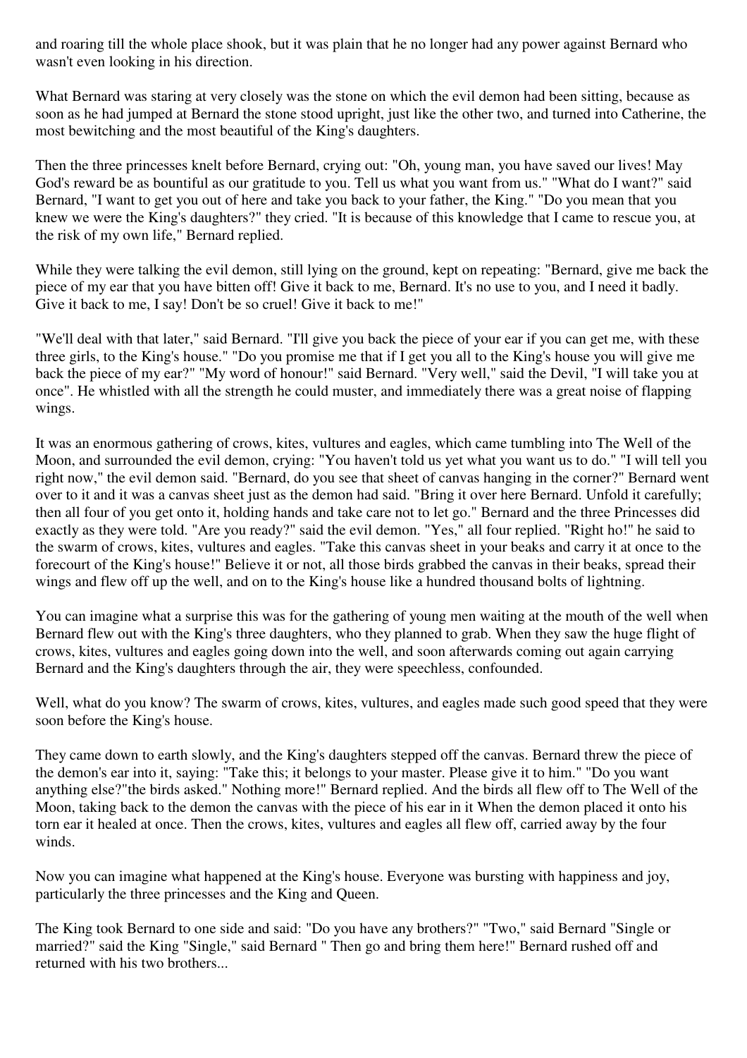and roaring till the whole place shook, but it was plain that he no longer had any power against Bernard who wasn't even looking in his direction.

What Bernard was staring at very closely was the stone on which the evil demon had been sitting, because as soon as he had jumped at Bernard the stone stood upright, just like the other two, and turned into Catherine, the most bewitching and the most beautiful of the King's daughters.

Then the three princesses knelt before Bernard, crying out: "Oh, young man, you have saved our lives! May God's reward be as bountiful as our gratitude to you. Tell us what you want from us." "What do I want?" said Bernard, "I want to get you out of here and take you back to your father, the King." "Do you mean that you knew we were the King's daughters?" they cried. "It is because of this knowledge that I came to rescue you, at the risk of my own life," Bernard replied.

While they were talking the evil demon, still lying on the ground, kept on repeating: "Bernard, give me back the piece of my ear that you have bitten off! Give it back to me, Bernard. It's no use to you, and I need it badly. Give it back to me, I say! Don't be so cruel! Give it back to me!"

"We'll deal with that later," said Bernard. "I'll give you back the piece of your ear if you can get me, with these three girls, to the King's house." "Do you promise me that if I get you all to the King's house you will give me back the piece of my ear?" "My word of honour!" said Bernard. "Very well," said the Devil, "I will take you at once". He whistled with all the strength he could muster, and immediately there was a great noise of flapping wings.

It was an enormous gathering of crows, kites, vultures and eagles, which came tumbling into The Well of the Moon, and surrounded the evil demon, crying: "You haven't told us yet what you want us to do." "I will tell you right now," the evil demon said. "Bernard, do you see that sheet of canvas hanging in the corner?" Bernard went over to it and it was a canvas sheet just as the demon had said. "Bring it over here Bernard. Unfold it carefully; then all four of you get onto it, holding hands and take care not to let go." Bernard and the three Princesses did exactly as they were told. "Are you ready?" said the evil demon. "Yes," all four replied. "Right ho!" he said to the swarm of crows, kites, vultures and eagles. "Take this canvas sheet in your beaks and carry it at once to the forecourt of the King's house!" Believe it or not, all those birds grabbed the canvas in their beaks, spread their wings and flew off up the well, and on to the King's house like a hundred thousand bolts of lightning.

You can imagine what a surprise this was for the gathering of young men waiting at the mouth of the well when Bernard flew out with the King's three daughters, who they planned to grab. When they saw the huge flight of crows, kites, vultures and eagles going down into the well, and soon afterwards coming out again carrying Bernard and the King's daughters through the air, they were speechless, confounded.

Well, what do you know? The swarm of crows, kites, vultures, and eagles made such good speed that they were soon before the King's house.

They came down to earth slowly, and the King's daughters stepped off the canvas. Bernard threw the piece of the demon's ear into it, saying: "Take this; it belongs to your master. Please give it to him." "Do you want anything else?"the birds asked." Nothing more!" Bernard replied. And the birds all flew off to The Well of the Moon, taking back to the demon the canvas with the piece of his ear in it When the demon placed it onto his torn ear it healed at once. Then the crows, kites, vultures and eagles all flew off, carried away by the four winds.

Now you can imagine what happened at the King's house. Everyone was bursting with happiness and joy, particularly the three princesses and the King and Queen.

The King took Bernard to one side and said: "Do you have any brothers?" "Two," said Bernard "Single or married?" said the King "Single," said Bernard " Then go and bring them here!" Bernard rushed off and returned with his two brothers...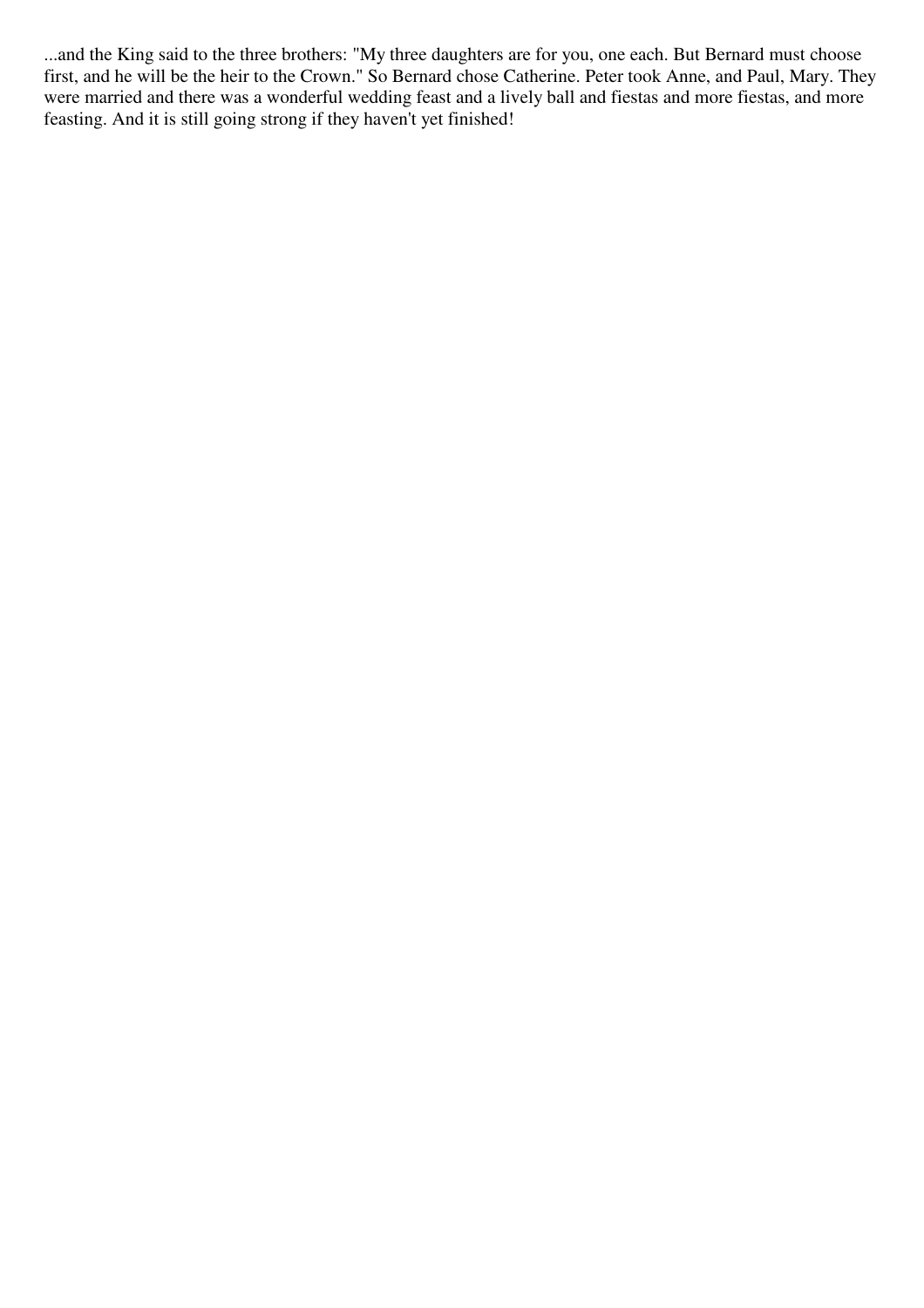...and the King said to the three brothers: "My three daughters are for you, one each. But Bernard must choose first, and he will be the heir to the Crown." So Bernard chose Catherine. Peter took Anne, and Paul, Mary. They were married and there was a wonderful wedding feast and a lively ball and fiestas and more fiestas, and more feasting. And it is still going strong if they haven't yet finished!